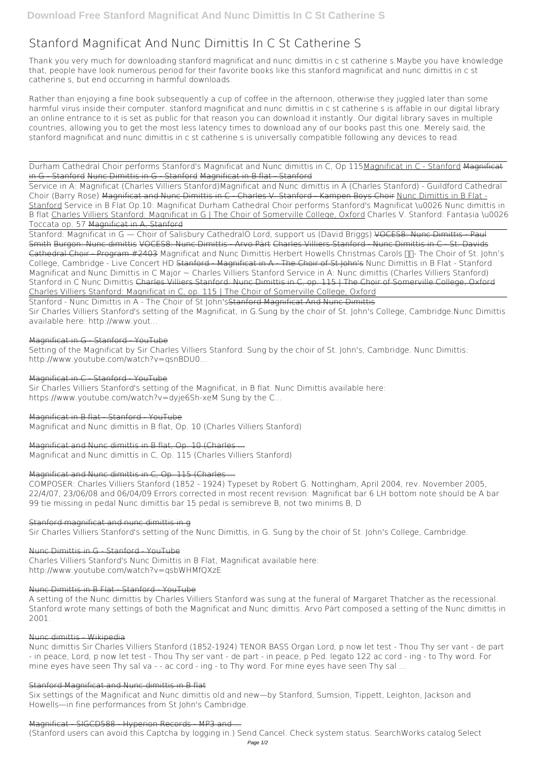# Stanford Magnificat And Nunc Dimittis In C St Catherine S

Thank you very much for downloading stanford magnificat and nunc dimittis in c st catherine s.Maybe you have knowledge that, people have look numerous period for their favorite books like this stanford magnificat and nunc dimittis in c st catherine s, but end occurring in harmful downloads.

Rather than enjoying a fine book subsequently a cup of coffee in the afternoon, otherwise they juggled later than some harmful virus inside their computer. stanford magnificat and nunc dimittis in c st catherine s is affable in our digital library an online entrance to it is set as public for that reason you can download it instantly. Our digital library saves in multiple countries, allowing you to get the most less latency times to download any of our books past this one. Merely said, the stanford magnificat and nunc dimittis in c st catherine s is universally compatible following any devices to read.

Durham Cathedral Choir performs Stanford's Magnificat and Nunc dimittis in C, Op 115Magnificat in C - Stanford Magnificat in G - Stanford Nunc Dimittis in G - Stanford Magnificat in B flat - Stanford

Service in A: Magnificat (Charles Villiers Stanford)*Magnificat and Nunc dimittis in A (Charles Stanford) - Guildford Cathedral Choir (Barry Rose)* Magnificat and Nunc Dimittis in C - Charles V. Stanford - Kampen Boys Choir Nunc Dimittis in B Flat - Stanford *Service in B Flat Op.10: Magnificat Durham Cathedral Choir performs Stanford's Magnificat \u0026 Nunc dimittis in B flat* Charles Villiers Stanford: Magnificat in G | The Choir of Somerville College, Oxford *Charles V. Stanford: Fantasia \u0026 Toccata op. 57* Magnificat in A, Stanford

Stanford: Magnificat in G — Choir of Salisbury Cathedral*O Lord, support us (David Briggs)* VOCES8: Nunc Dimittis - Paul Smith Burgon: Nunc dimittis VOCES8: Nunc Dimittis - Arvo Pärt Charles Villiers Stanford - Nunc Dimittis in C - St. Davids Cathedral Choir - Program #2403 *Magnificat and Nunc Dimittis Herbert Howells Christmas Carols* 🎵 *- The Choir of St. John's College, Cambridge - Live Concert HD* Stanford - Magnificat in A - The Choir of St John's *Nunc Dimittis in B Flat - Stanford Magnificat and Nunc Dimittis in C Major ~ Charles Villiers Stanford Service in A: Nunc dimittis (Charles Villiers Stanford) Stanford in C Nunc Dimittis* Charles Villiers Stanford: Nunc Dimittis in C, op. 115 | The Choir of Somerville College, Oxford Charles Villiers Stanford: Magnificat in C, op. 115 | The Choir of Somerville College, Oxford

Stanford - Nunc Dimittis in A - The Choir of St John'sStanford Magnificat And Nunc Dimittis
Sir Charles Villiers Stanford's setting of the Magnificat, in G.Sung by the choir of St. John's College, Cambridge.Nunc Dimittis available here: http://www.yout...

## Magnificat in G - Stanford - YouTube

Setting of the Magnificat by Sir Charles Villiers Stanford. Sung by the choir of St. John's, Cambridge. Nunc Dimittis: http://www.youtube.com/watch?v=qsnBDU0...

## Magnificat in C - Stanford - YouTube

Sir Charles Villiers Stanford's setting of the Magnificat, in B flat. Nunc Dimittis available here: https://www.youtube.com/watch?v=dyje6Sh-xeM Sung by the C...

## Magnificat in B flat - Stanford - YouTube

Magnificat and Nunc dimittis in B flat, Op. 10 (Charles Villiers Stanford)

## Magnificat and Nunc dimittis in B flat, Op. 10 (Charles ...

Magnificat and Nunc dimittis in C, Op. 115 (Charles Villiers Stanford)

## Magnificat and Nunc dimittis in C, Op. 115 (Charles ...

COMPOSER: Charles Villiers Stanford (1852 - 1924) Typeset by Robert G. Nottingham, April 2004, rev. November 2005, 22/4/07, 23/06/08 and 06/04/09 Errors corrected in most recent revision: Magnificat bar 6 LH bottom note should be A bar 99 tie missing in pedal Nunc dimittis bar 15 pedal is semibreve B, not two minims B, D

## Stanford magnificat and nunc dimittis in g

Sir Charles Villiers Stanford's setting of the Nunc Dimittis, in G. Sung by the choir of St. John's College, Cambridge.

## Nunc Dimittis in G - Stanford - YouTube

Charles Villiers Stanford's Nunc Dimittis in B Flat, Magnificat available here: http://www.youtube.com/watch?v=qsbWHMfQXzE

## Nunc Dimittis in B Flat - Stanford - YouTube

A setting of the Nunc dimittis by Charles Villiers Stanford was sung at the funeral of Margaret Thatcher as the recessional. Stanford wrote many settings of both the Magnificat and Nunc dimittis. Arvo Pärt composed a setting of the Nunc dimittis in 2001.

## Nunc dimittis - Wikipedia

Nunc dimittis Sir Charles Villiers Stanford (1852-1924) TENOR BASS Organ Lord, p now let test - Thou Thy ser vant - de part - in peace, Lord, p now let test - Thou Thy ser vant - de part - in peace, p Ped. legato 122 ac cord - ing - to Thy word. For mine eyes have seen Thy sal va - - ac cord - ing - to Thy word. For mine eyes have seen Thy sal ...

## Stanford Magnificat and Nunc dimittis in B flat

Six settings of the Magnificat and Nunc dimittis old and new—by Stanford, Sumsion, Tippett, Leighton, Jackson and Howells—in fine performances from St John's Cambridge.

## Magnificat - SIGCD588 - Hyperion Records - MP3 and ...

(Stanford users can avoid this Captcha by logging in.) Send Cancel. Check system status. SearchWorks catalog Select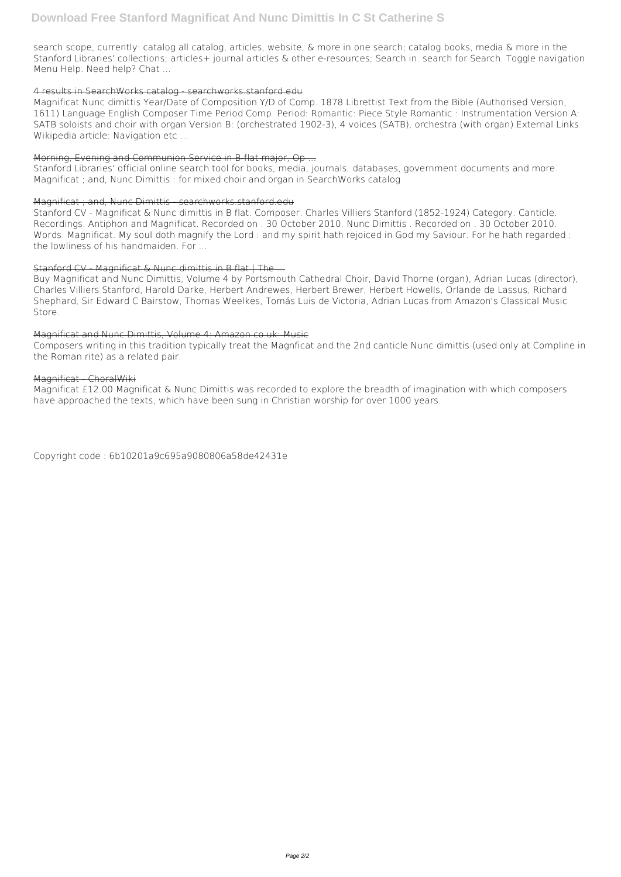search scope, currently: catalog all catalog, articles, website, & more in one search; catalog books, media & more in the Stanford Libraries' collections; articles+ journal articles & other e-resources; Search in. search for Search. Toggle navigation Menu Help. Need help? Chat ...

## 4 results in SearchWorks catalog - searchworks.stanford.edu

Magnificat Nunc dimittis Year/Date of Composition Y/D of Comp. 1878 Librettist Text from the Bible (Authorised Version, 1611) Language English Composer Time Period Comp. Period: Romantic: Piece Style Romantic : Instrumentation Version A: SATB soloists and choir with organ Version B: (orchestrated 1902-3), 4 voices (SATB), orchestra (with organ) External Links Wikipedia article: Navigation etc ...

## Morning, Evening and Communion Service in B-flat major, Op ...

Stanford Libraries' official online search tool for books, media, journals, databases, government documents and more. Magnificat ; and, Nunc Dimittis : for mixed choir and organ in SearchWorks catalog

## Magnificat ; and, Nunc Dimittis - searchworks.stanford.edu

Stanford CV - Magnificat & Nunc dimittis in B flat. Composer: Charles Villiers Stanford (1852-1924) Category: Canticle. Recordings. Antiphon and Magnificat. Recorded on . 30 October 2010. Nunc Dimittis . Recorded on . 30 October 2010. Words. Magnificat. My soul doth magnify the Lord : and my spirit hath rejoiced in God my Saviour. For he hath regarded : the lowliness of his handmaiden. For ...

## Stanford CV - Magnificat & Nunc dimittis in B flat | The ...

Buy Magnificat and Nunc Dimittis, Volume 4 by Portsmouth Cathedral Choir, David Thorne (organ), Adrian Lucas (director), Charles Villiers Stanford, Harold Darke, Herbert Andrewes, Herbert Brewer, Herbert Howells, Orlande de Lassus, Richard Shephard, Sir Edward C Bairstow, Thomas Weelkes, Tomás Luis de Victoria, Adrian Lucas from Amazon's Classical Music Store.

## Magnificat and Nunc Dimittis, Volume 4: Amazon.co.uk: Music

Composers writing in this tradition typically treat the Magnficat and the 2nd canticle Nunc dimittis (used only at Compline in the Roman rite) as a related pair.

## Magnificat - ChoralWiki

Magnificat £12.00 Magnificat & Nunc Dimittis was recorded to explore the breadth of imagination with which composers have approached the texts, which have been sung in Christian worship for over 1000 years.

Copyright code : 6b10201a9c695a9080806a58de42431e